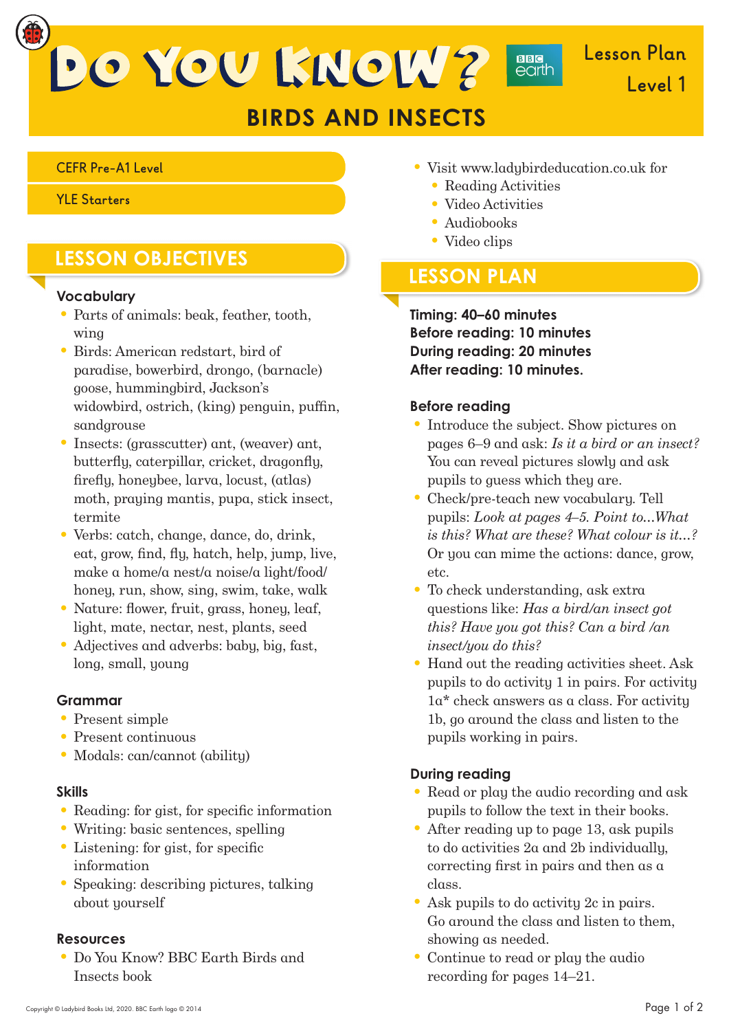# Do You Know? BBC earth

## Lesson Plan Level 1

## BIRDS AND INSECTS

CEFR Pre-A1 Level

YLE Starters

## LESSON OBJECTIVES

### Vocabulary

- Parts of animals: beak, feather, tooth, wing
- Birds: American redstart, bird of paradise, bowerbird, drongo, (barnacle) goose, hummingbird, Jackson's widowbird, ostrich, (king) penguin, puffin, sandgrouse
- Insects: (grasscutter) ant, (weaver) ant, butterfly, caterpillar, cricket, dragonfly, firefly, honeybee, larva, locust, (atlas) moth, praying mantis, pupa, stick insect, termite
- Verbs: catch, change, dance, do, drink, eat, grow, find, fly, hatch, help, jump, live, make a home/a nest/a noise/a light/food/ honey, run, show, sing, swim, take, walk
- Nature: flower, fruit, grass, honey, leaf, light, mate, nectar, nest, plants, seed
- Adjectives and adverbs: baby, big, fast, long, small, young

### Grammar

- Present simple
- Present continuous
- Modals: can/cannot (ability)

### Skills

- Reading: for gist, for specific information
- Writing: basic sentences, spelling
- Listening: for gist, for specific information
- Speaking: describing pictures, talking about yourself

### Resources

- Do You Know? BBC Earth Birds and Insects book
- Visit www.ladybirdeducation.co.uk for
  - Reading Activities
  - Video Activities
  - Audiobooks
  - Video clips

## LESSON PLAN

**Timing: 40–60 minutes**
**Before reading: 10 minutes**
**During reading: 20 minutes**
**After reading: 10 minutes.**

### Before reading

- Introduce the subject. Show pictures on pages 6–9 and ask: *Is it a bird or an insect?* You can reveal pictures slowly and ask pupils to guess which they are.
- Check/pre-teach new vocabulary. Tell pupils: *Look at pages 4–5. Point to...What is this? What are these? What colour is it...?* Or you can mime the actions: dance, grow, etc.
- To check understanding, ask extra questions like: *Has a bird/an insect got this? Have you got this? Can a bird /an insect/you do this?*
- Hand out the reading activities sheet. Ask pupils to do activity 1 in pairs. For activity 1a* check answers as a class. For activity 1b, go around the class and listen to the pupils working in pairs.

### During reading

- Read or play the audio recording and ask pupils to follow the text in their books.
- After reading up to page 13, ask pupils to do activities 2a and 2b individually, correcting first in pairs and then as a class.
- Ask pupils to do activity 2c in pairs. Go around the class and listen to them, showing as needed.
- Continue to read or play the audio recording for pages 14–21.

Copyright © Ladybird Books Ltd, 2020. BBC Earth logo © 2014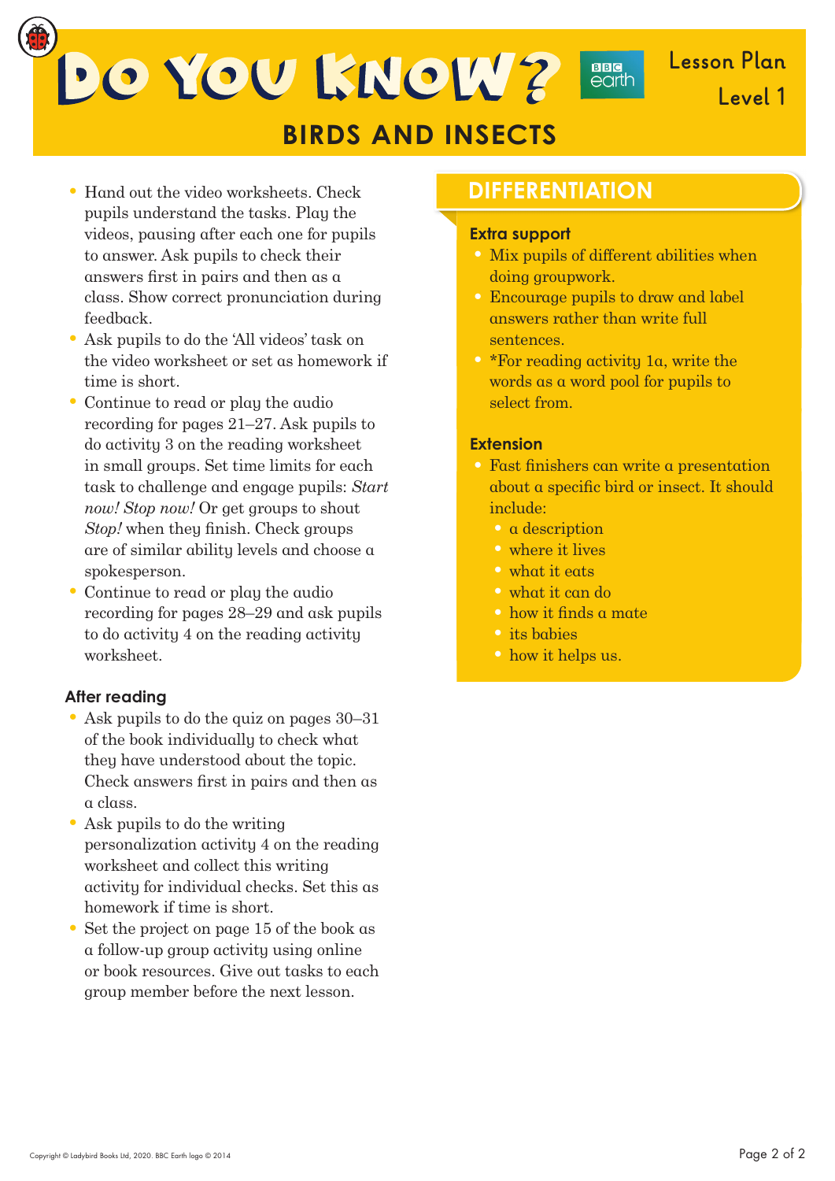# Do You Know? — Lesson Plan Level 1

## BIRDS AND INSECTS

- Hand out the video worksheets. Check pupils understand the tasks. Play the videos, pausing after each one for pupils to answer. Ask pupils to check their answers first in pairs and then as a class. Show correct pronunciation during feedback.
- Ask pupils to do the 'All videos' task on the video worksheet or set as homework if time is short.
- Continue to read or play the audio recording for pages 21–27. Ask pupils to do activity 3 on the reading worksheet in small groups. Set time limits for each task to challenge and engage pupils: *Start now! Stop now!* Or get groups to shout *Stop!* when they finish. Check groups are of similar ability levels and choose a spokesperson.
- Continue to read or play the audio recording for pages 28–29 and ask pupils to do activity 4 on the reading activity worksheet.

### After reading

- Ask pupils to do the quiz on pages 30–31 of the book individually to check what they have understood about the topic. Check answers first in pairs and then as a class.
- Ask pupils to do the writing personalization activity 4 on the reading worksheet and collect this writing activity for individual checks. Set this as homework if time is short.
- Set the project on page 15 of the book as a follow-up group activity using online or book resources. Give out tasks to each group member before the next lesson.

## DIFFERENTIATION

### Extra support

- Mix pupils of different abilities when doing groupwork.
- Encourage pupils to draw and label answers rather than write full sentences.
- *For reading activity 1a, write the words as a word pool for pupils to select from.

### Extension

- Fast finishers can write a presentation about a specific bird or insect. It should include:
  - a description
  - where it lives
  - what it eats
  - what it can do
  - how it finds a mate
  - its babies
  - how it helps us.

Copyright © Ladybird Books Ltd, 2020. BBC Earth logo © 2014